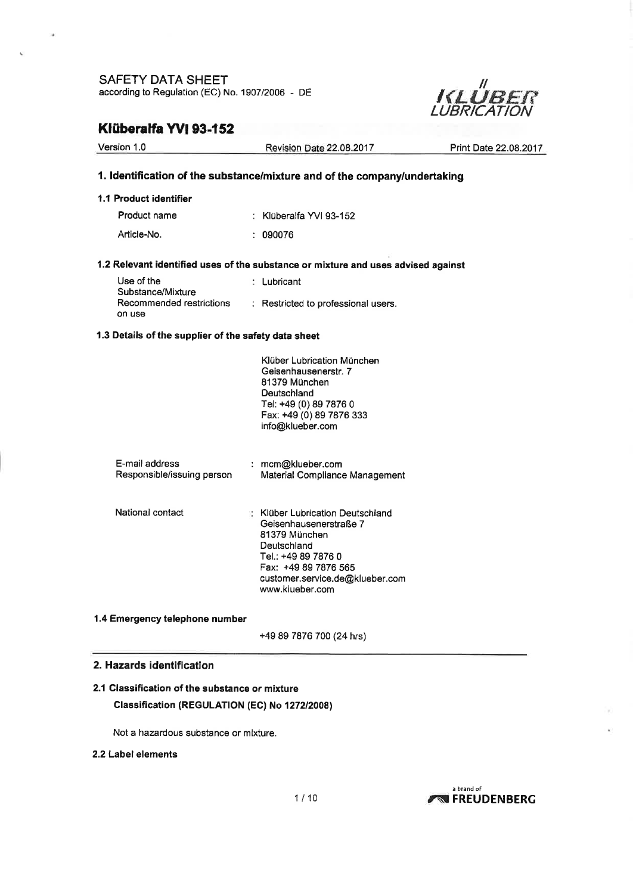SAFETY DATA SHEET
according to Regulation (EC) No. 1907/2006 - DE

# Klüberalfa YVI 93-152

Version 1.0 | Revision Date 22.08.2017 | Print Date 22.08.2017

## 1. Identification of the substance/mixture and of the company/undertaking

### 1.1 Product identifier

| | |
|---|---|
| Product name | : Klüberalfa YVI 93-152 |
| Article-No. | : 090076 |

### 1.2 Relevant identified uses of the substance or mixture and uses advised against

| | |
|---|---|
| Use of the Substance/Mixture | : Lubricant |
| Recommended restrictions on use | : Restricted to professional users. |

### 1.3 Details of the supplier of the safety data sheet

Klüber Lubrication München
Geisenhausenerstr. 7
81379 München
Deutschland
Tel: +49 (0) 89 7876 0
Fax: +49 (0) 89 7876 333
info@klueber.com

| | |
|---|---|
| E-mail address<br>Responsible/issuing person | : mcm@klueber.com<br>Material Compliance Management |
| National contact | : Klüber Lubrication Deutschland<br>Geisenhausenerstraße 7<br>81379 München<br>Deutschland<br>Tel.: +49 89 7876 0<br>Fax: +49 89 7876 565<br>customer.service.de@klueber.com<br>www.klueber.com |

### 1.4 Emergency telephone number

+49 89 7876 700 (24 hrs)

## 2. Hazards identification

### 2.1 Classification of the substance or mixture

**Classification (REGULATION (EC) No 1272/2008)**

Not a hazardous substance or mixture.

### 2.2 Label elements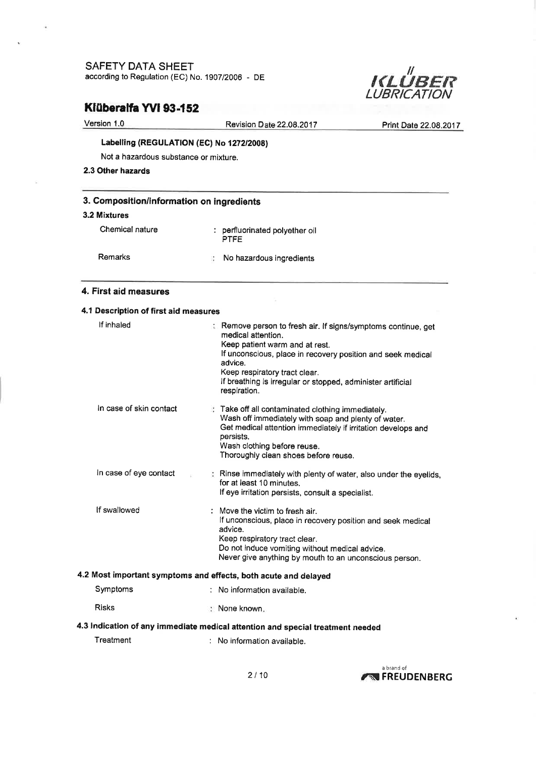**Labelling (REGULATION (EC) No 1272/2008)**

Not a hazardous substance or mixture.

**2.3 Other hazards**

## 3. Composition/information on ingredients

**3.2 Mixtures**

| | |
|---|---|
| Chemical nature | : perfluorinated polyether oil<br>PTFE |
| Remarks | : No hazardous ingredients |

## 4. First aid measures

**4.1 Description of first aid measures**

| | |
|---|---|
| If inhaled | : Remove person to fresh air. If signs/symptoms continue, get medical attention.<br>Keep patient warm and at rest.<br>If unconscious, place in recovery position and seek medical advice.<br>Keep respiratory tract clear.<br>If breathing is irregular or stopped, administer artificial respiration. |
| In case of skin contact | : Take off all contaminated clothing immediately.<br>Wash off immediately with soap and plenty of water.<br>Get medical attention immediately if irritation develops and persists.<br>Wash clothing before reuse.<br>Thoroughly clean shoes before reuse. |
| In case of eye contact | : Rinse immediately with plenty of water, also under the eyelids, for at least 10 minutes.<br>If eye irritation persists, consult a specialist. |
| If swallowed | : Move the victim to fresh air.<br>If unconscious, place in recovery position and seek medical advice.<br>Keep respiratory tract clear.<br>Do not induce vomiting without medical advice.<br>Never give anything by mouth to an unconscious person. |

**4.2 Most important symptoms and effects, both acute and delayed**

| | |
|---|---|
| Symptoms | : No information available. |
| Risks | : None known. |

**4.3 Indication of any immediate medical attention and special treatment needed**

| | |
|---|---|
| Treatment | : No information available. |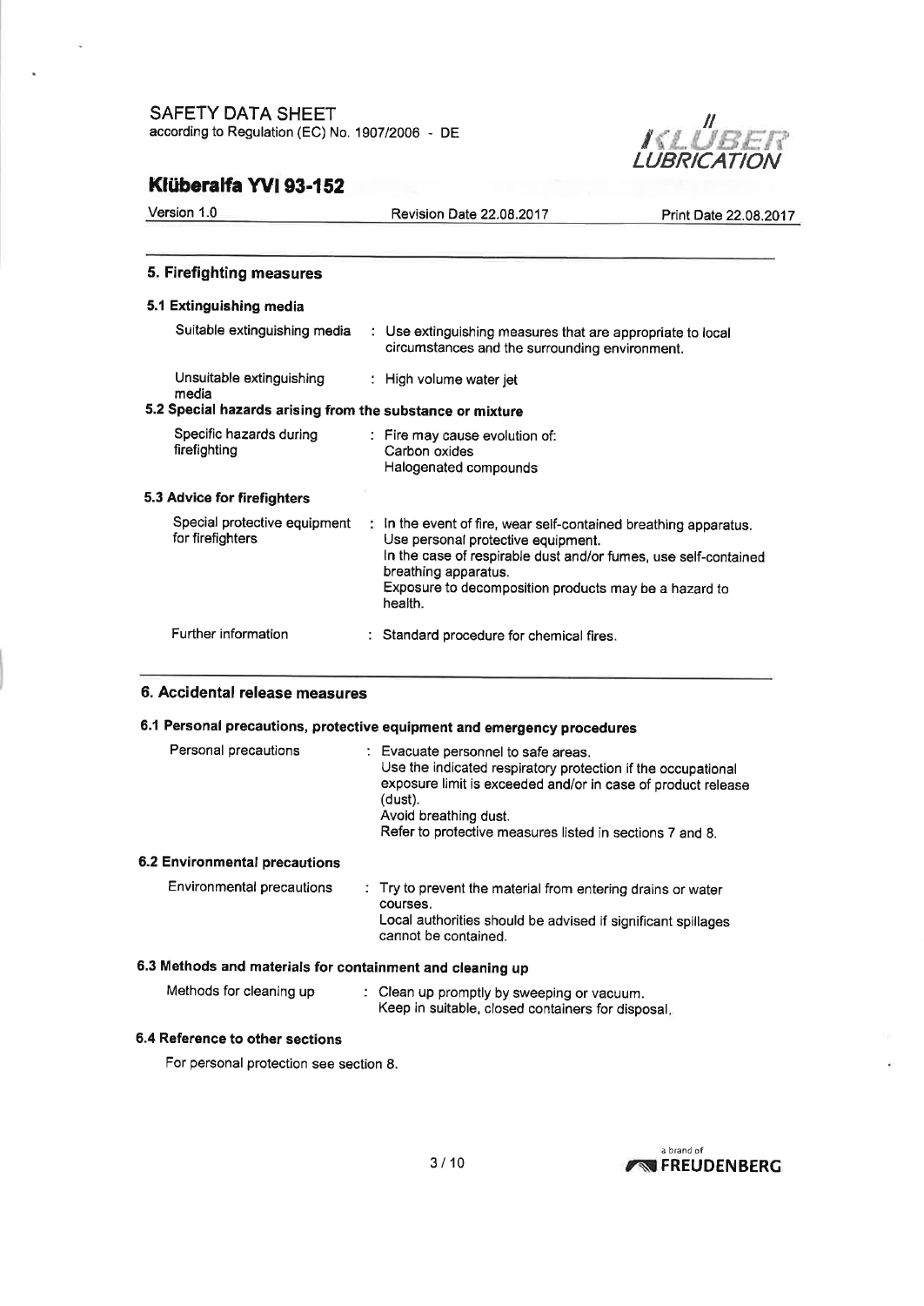## 5. Firefighting measures

### 5.1 Extinguishing media

| | |
|---|---|
| Suitable extinguishing media | : Use extinguishing measures that are appropriate to local circumstances and the surrounding environment. |
| Unsuitable extinguishing media | : High volume water jet |

### 5.2 Special hazards arising from the substance or mixture

| | |
|---|---|
| Specific hazards during firefighting | : Fire may cause evolution of: Carbon oxides Halogenated compounds |

### 5.3 Advice for firefighters

| | |
|---|---|
| Special protective equipment for firefighters | : In the event of fire, wear self-contained breathing apparatus. Use personal protective equipment. In the case of respirable dust and/or fumes, use self-contained breathing apparatus. Exposure to decomposition products may be a hazard to health. |
| Further information | : Standard procedure for chemical fires. |

## 6. Accidental release measures

### 6.1 Personal precautions, protective equipment and emergency procedures

| | |
|---|---|
| Personal precautions | : Evacuate personnel to safe areas. Use the indicated respiratory protection if the occupational exposure limit is exceeded and/or in case of product release (dust). Avoid breathing dust. Refer to protective measures listed in sections 7 and 8. |

### 6.2 Environmental precautions

| | |
|---|---|
| Environmental precautions | : Try to prevent the material from entering drains or water courses. Local authorities should be advised if significant spillages cannot be contained. |

### 6.3 Methods and materials for containment and cleaning up

| | |
|---|---|
| Methods for cleaning up | : Clean up promptly by sweeping or vacuum. Keep in suitable, closed containers for disposal. |

### 6.4 Reference to other sections

For personal protection see section 8.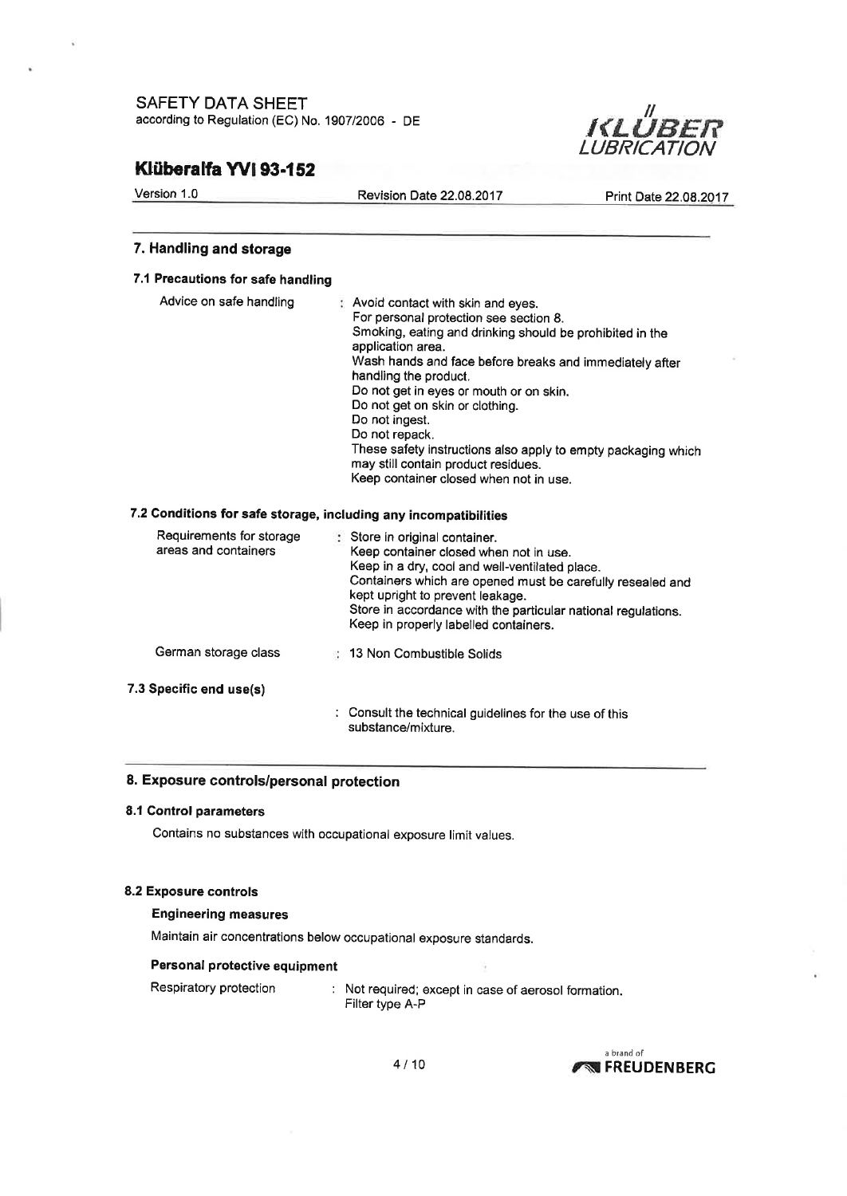## 7. Handling and storage

### 7.1 Precautions for safe handling

| | |
|---|---|
| Advice on safe handling | : Avoid contact with skin and eyes.<br>For personal protection see section 8.<br>Smoking, eating and drinking should be prohibited in the application area.<br>Wash hands and face before breaks and immediately after handling the product.<br>Do not get in eyes or mouth or on skin.<br>Do not get on skin or clothing.<br>Do not ingest.<br>Do not repack.<br>These safety instructions also apply to empty packaging which may still contain product residues.<br>Keep container closed when not in use. |

### 7.2 Conditions for safe storage, including any incompatibilities

| | |
|---|---|
| Requirements for storage areas and containers | : Store in original container.<br>Keep container closed when not in use.<br>Keep in a dry, cool and well-ventilated place.<br>Containers which are opened must be carefully resealed and kept upright to prevent leakage.<br>Store in accordance with the particular national regulations.<br>Keep in properly labelled containers. |
| German storage class | : 13 Non Combustible Solids |

### 7.3 Specific end use(s)

: Consult the technical guidelines for the use of this substance/mixture.

## 8. Exposure controls/personal protection

### 8.1 Control parameters

Contains no substances with occupational exposure limit values.

### 8.2 Exposure controls

#### Engineering measures

Maintain air concentrations below occupational exposure standards.

#### Personal protective equipment

| | |
|---|---|
| Respiratory protection | : Not required; except in case of aerosol formation.<br>Filter type A-P |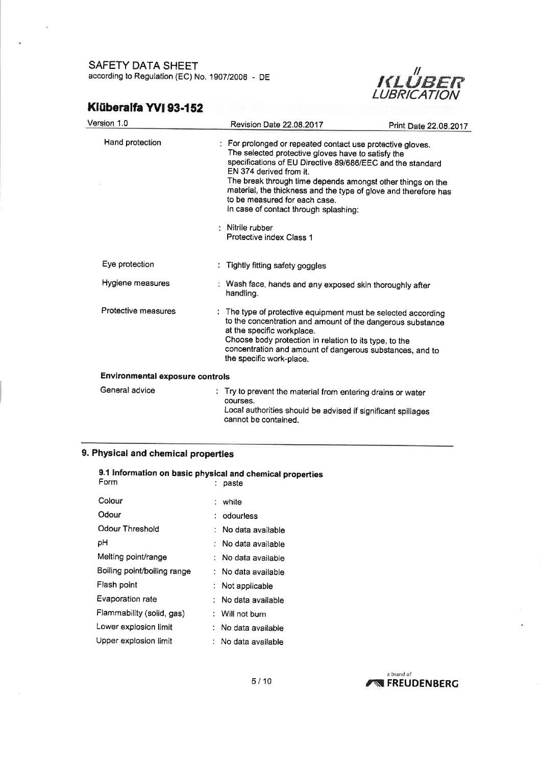| | |
|---|---|
| Hand protection | : For prolonged or repeated contact use protective gloves. The selected protective gloves have to satisfy the specifications of EU Directive 89/686/EEC and the standard EN 374 derived from it. The break through time depends amongst other things on the material, the thickness and the type of glove and therefore has to be measured for each case. In case of contact through splashing: |
| | : Nitrile rubber Protective index Class 1 |
| Eye protection | : Tightly fitting safety goggles |
| Hygiene measures | : Wash face, hands and any exposed skin thoroughly after handling. |
| Protective measures | : The type of protective equipment must be selected according to the concentration and amount of the dangerous substance at the specific workplace. Choose body protection in relation to its type, to the concentration and amount of dangerous substances, and to the specific work-place. |

**Environmental exposure controls**

| | |
|---|---|
| General advice | : Try to prevent the material from entering drains or water courses. Local authorities should be advised if significant spillages cannot be contained. |

## 9. Physical and chemical properties

### 9.1 Information on basic physical and chemical properties

| | |
|---|---|
| Form | : paste |
| Colour | : white |
| Odour | : odourless |
| Odour Threshold | : No data available |
| pH | : No data available |
| Melting point/range | : No data available |
| Boiling point/boiling range | : No data available |
| Flash point | : Not applicable |
| Evaporation rate | : No data available |
| Flammability (solid, gas) | : Will not burn |
| Lower explosion limit | : No data available |
| Upper explosion limit | : No data available |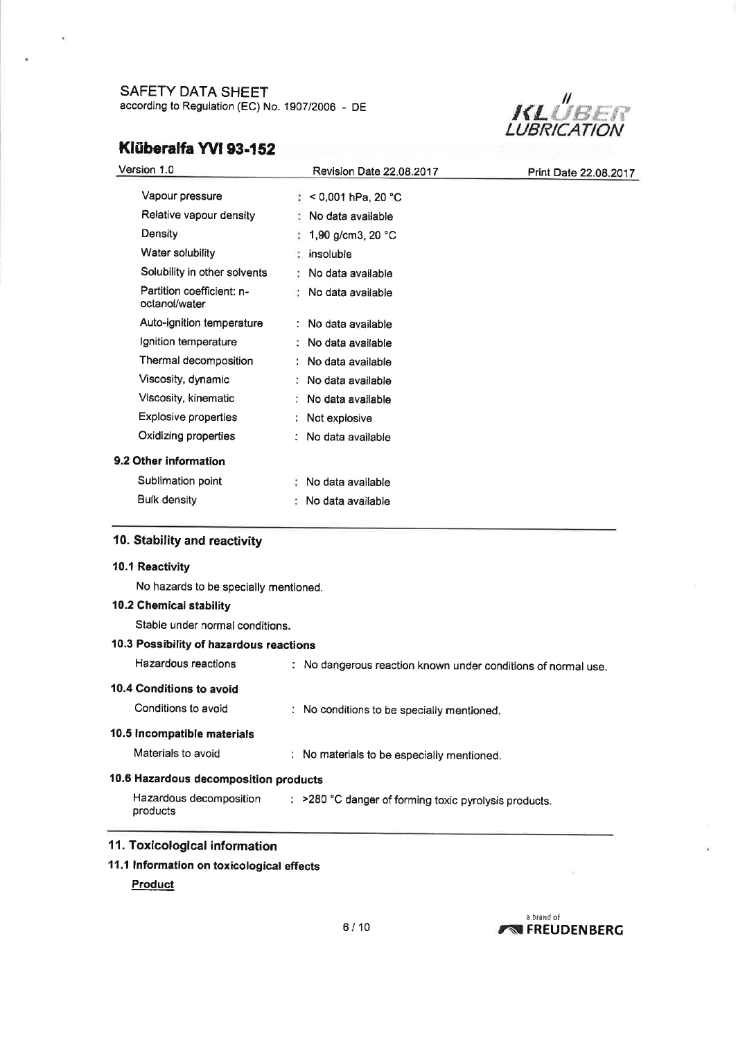| | |
|---|---|
| Vapour pressure | : < 0,001 hPa, 20 °C |
| Relative vapour density | : No data available |
| Density | : 1,90 g/cm3, 20 °C |
| Water solubility | : insoluble |
| Solubility in other solvents | : No data available |
| Partition coefficient: n-octanol/water | : No data available |
| Auto-ignition temperature | : No data available |
| Ignition temperature | : No data available |
| Thermal decomposition | : No data available |
| Viscosity, dynamic | : No data available |
| Viscosity, kinematic | : No data available |
| Explosive properties | : Not explosive |
| Oxidizing properties | : No data available |

### 9.2 Other information

| | |
|---|---|
| Sublimation point | : No data available |
| Bulk density | : No data available |

## 10. Stability and reactivity

### 10.1 Reactivity

No hazards to be specially mentioned.

### 10.2 Chemical stability

Stable under normal conditions.

### 10.3 Possibility of hazardous reactions

Hazardous reactions : No dangerous reaction known under conditions of normal use.

### 10.4 Conditions to avoid

Conditions to avoid : No conditions to be specially mentioned.

### 10.5 Incompatible materials

Materials to avoid : No materials to be especially mentioned.

### 10.6 Hazardous decomposition products

Hazardous decomposition products : >280 °C danger of forming toxic pyrolysis products.

## 11. Toxicological information

### 11.1 Information on toxicological effects

**Product**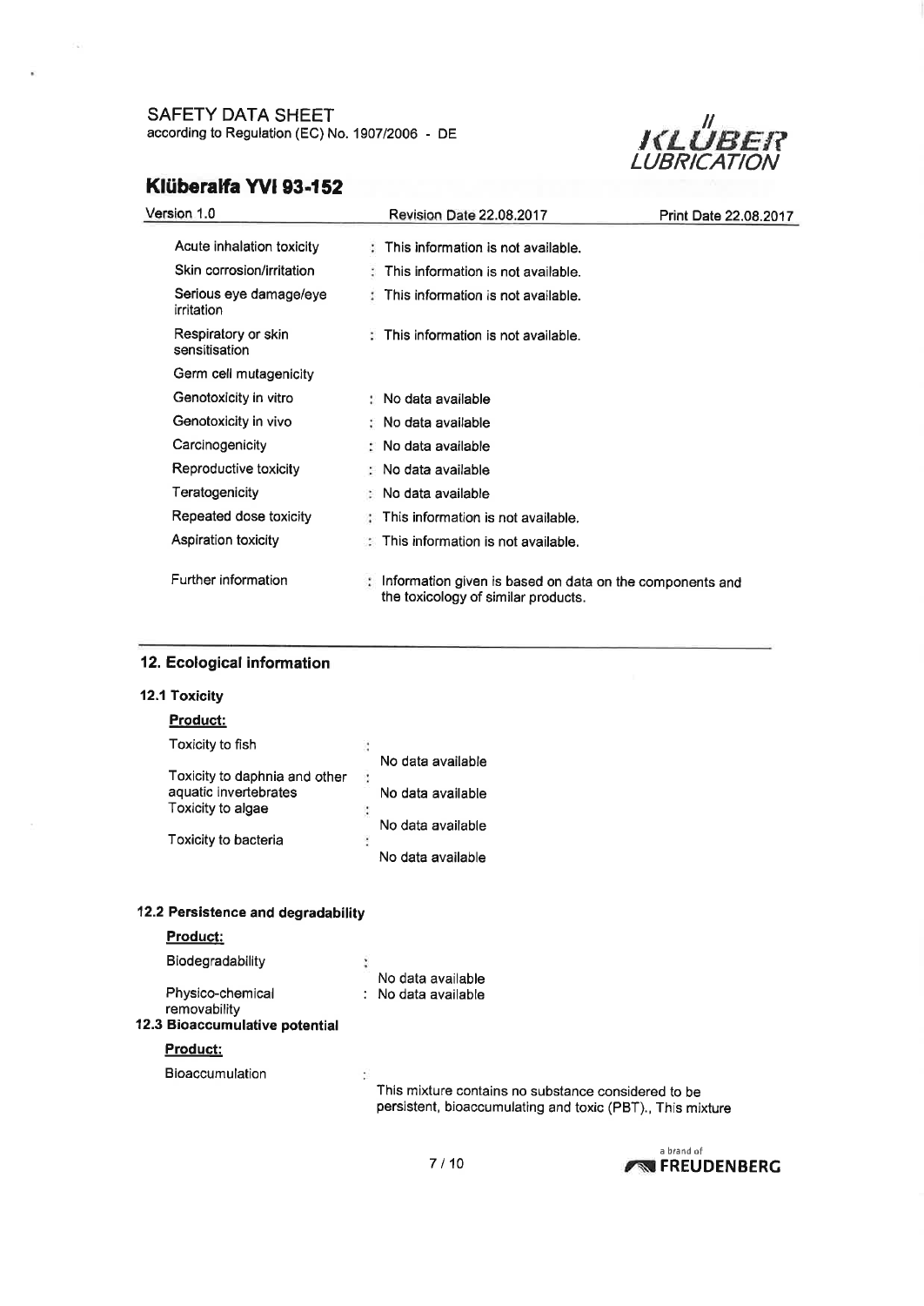| | | |
|---|---|---|
| Acute inhalation toxicity | : | This information is not available. |
| Skin corrosion/irritation | : | This information is not available. |
| Serious eye damage/eye irritation | : | This information is not available. |
| Respiratory or skin sensitisation | : | This information is not available. |
| Germ cell mutagenicity | | |
| Genotoxicity in vitro | : | No data available |
| Genotoxicity in vivo | : | No data available |
| Carcinogenicity | : | No data available |
| Reproductive toxicity | : | No data available |
| Teratogenicity | : | No data available |
| Repeated dose toxicity | : | This information is not available. |
| Aspiration toxicity | : | This information is not available. |
| Further information | : | Information given is based on data on the components and the toxicology of similar products. |

## 12. Ecological information

### 12.1 Toxicity

**Product:**

| | | |
|---|---|---|
| Toxicity to fish | : | No data available |
| Toxicity to daphnia and other aquatic invertebrates | : | No data available |
| Toxicity to algae | : | No data available |
| Toxicity to bacteria | : | No data available |

### 12.2 Persistence and degradability

**Product:**

| | | |
|---|---|---|
| Biodegradability | : | No data available |
| Physico-chemical removability | : | No data available |

### 12.3 Bioaccumulative potential

**Product:**

| | | |
|---|---|---|
| Bioaccumulation | : | This mixture contains no substance considered to be persistent, bioaccumulating and toxic (PBT)., This mixture |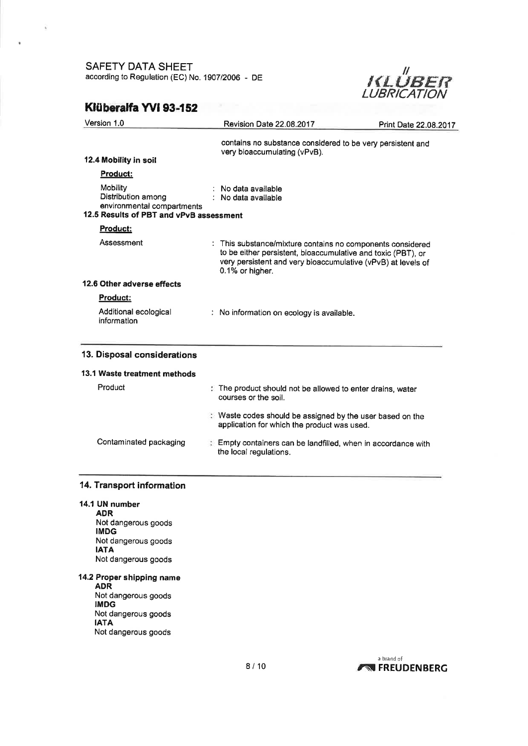contains no substance considered to be very persistent and very bioaccumulating (vPvB).

### 12.4 Mobility in soil

**Product:**

| | |
|---|---|
| Mobility | : No data available |
| Distribution among environmental compartments | : No data available |

### 12.5 Results of PBT and vPvB assessment

**Product:**

| | |
|---|---|
| Assessment | : This substance/mixture contains no components considered to be either persistent, bioaccumulative and toxic (PBT), or very persistent and very bioaccumulative (vPvB) at levels of 0.1% or higher. |

### 12.6 Other adverse effects

**Product:**

| | |
|---|---|
| Additional ecological information | : No information on ecology is available. |

## 13. Disposal considerations

### 13.1 Waste treatment methods

| | |
|---|---|
| Product | : The product should not be allowed to enter drains, water courses or the soil. |
| | : Waste codes should be assigned by the user based on the application for which the product was used. |
| Contaminated packaging | : Empty containers can be landfilled, when in accordance with the local regulations. |

## 14. Transport information

### 14.1 UN number

**ADR**
Not dangerous goods
**IMDG**
Not dangerous goods
**IATA**
Not dangerous goods

### 14.2 Proper shipping name

**ADR**
Not dangerous goods
**IMDG**
Not dangerous goods
**IATA**
Not dangerous goods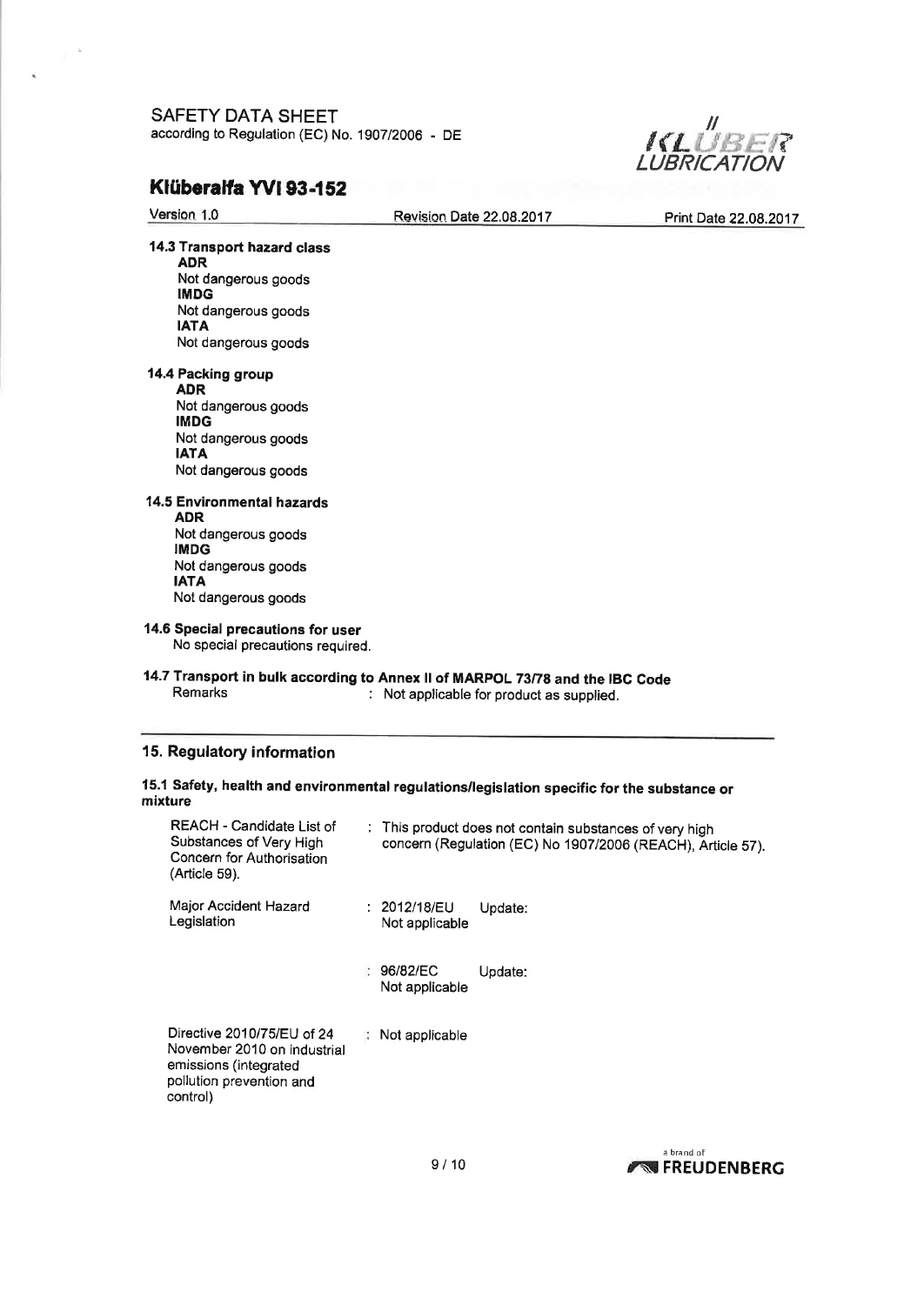### 14.3 Transport hazard class

**ADR**
Not dangerous goods
**IMDG**
Not dangerous goods
**IATA**
Not dangerous goods

### 14.4 Packing group

**ADR**
Not dangerous goods
**IMDG**
Not dangerous goods
**IATA**
Not dangerous goods

### 14.5 Environmental hazards

**ADR**
Not dangerous goods
**IMDG**
Not dangerous goods
**IATA**
Not dangerous goods

### 14.6 Special precautions for user

No special precautions required.

### 14.7 Transport in bulk according to Annex II of MARPOL 73/78 and the IBC Code

Remarks : Not applicable for product as supplied.

## 15. Regulatory information

### 15.1 Safety, health and environmental regulations/legislation specific for the substance or mixture

| | |
|---|---|
| REACH - Candidate List of Substances of Very High Concern for Authorisation (Article 59). | : This product does not contain substances of very high concern (Regulation (EC) No 1907/2006 (REACH), Article 57). |
| Major Accident Hazard Legislation | : 2012/18/EU Update: Not applicable |
| | : 96/82/EC Update: Not applicable |
| Directive 2010/75/EU of 24 November 2010 on industrial emissions (integrated pollution prevention and control) | : Not applicable |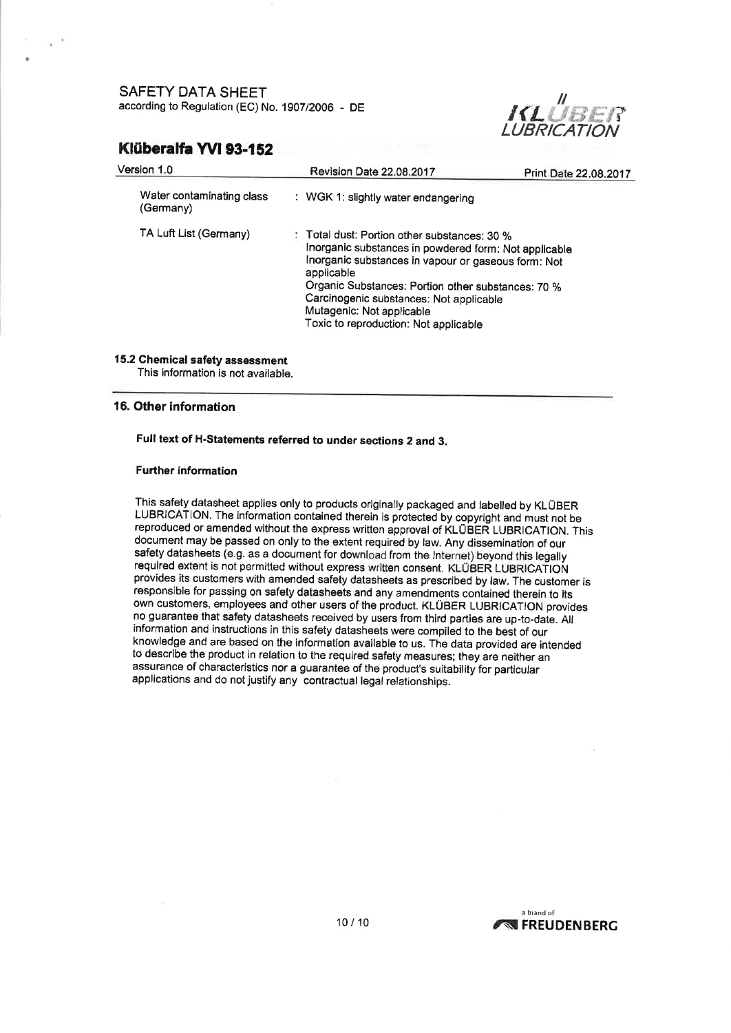| | |
|---|---|
| Water contaminating class (Germany) | : WGK 1: slightly water endangering |
| TA Luft List (Germany) | : Total dust: Portion other substances: 30 %<br>Inorganic substances in powdered form: Not applicable<br>Inorganic substances in vapour or gaseous form: Not applicable<br>Organic Substances: Portion other substances: 70 %<br>Carcinogenic substances: Not applicable<br>Mutagenic: Not applicable<br>Toxic to reproduction: Not applicable |

### 15.2 Chemical safety assessment

This information is not available.

## 16. Other information

**Full text of H-Statements referred to under sections 2 and 3.**

**Further information**

This safety datasheet applies only to products originally packaged and labelled by KLÜBER LUBRICATION. The information contained therein is protected by copyright and must not be reproduced or amended without the express written approval of KLÜBER LUBRICATION. This document may be passed on only to the extent required by law. Any dissemination of our safety datasheets (e.g. as a document for download from the Internet) beyond this legally required extent is not permitted without express written consent. KLÜBER LUBRICATION provides its customers with amended safety datasheets as prescribed by law. The customer is responsible for passing on safety datasheets and any amendments contained therein to its own customers, employees and other users of the product. KLÜBER LUBRICATION provides no guarantee that safety datasheets received by users from third parties are up-to-date. All information and instructions in this safety datasheets were compiled to the best of our knowledge and are based on the information available to us. The data provided are intended to describe the product in relation to the required safety measures; they are neither an assurance of characteristics nor a guarantee of the product's suitability for particular applications and do not justify any contractual legal relationships.